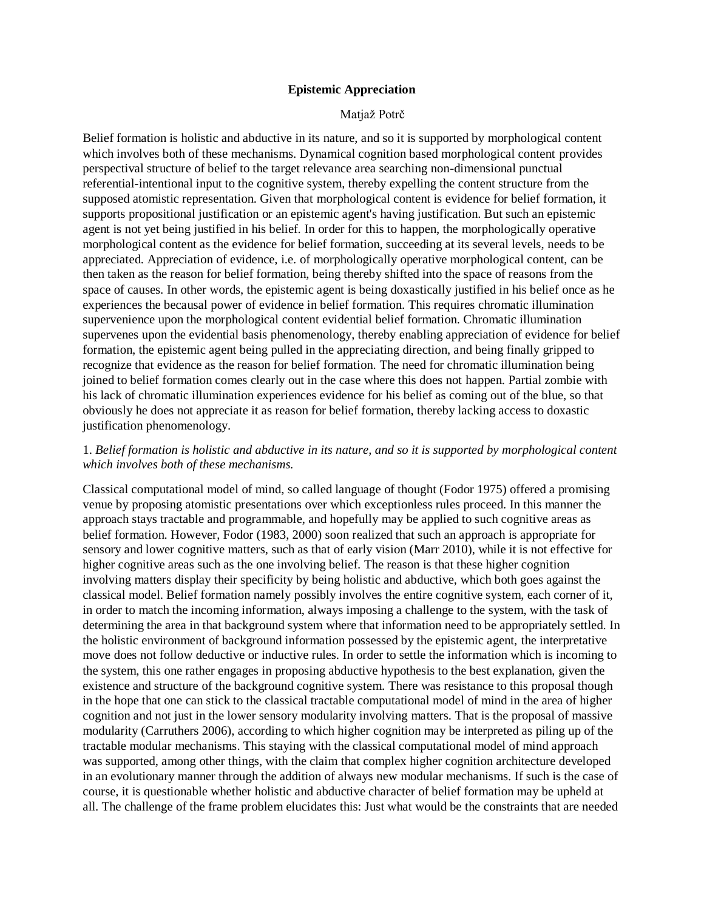# Epistemic Appreciation

Matjaž Potrč

Belief formation is holistic and abductive in its nature, and so it is supported by morphological content which involves both of these mechanisms. Dynamical cognition based morphological content provides perspectival structure of belief to the target relevance area searching non-dimensional punctual referential-intentional input to the cognitive system, thereby expelling the content structure from the supposed atomistic representation. Given that morphological content is evidence for belief formation, it supports propositional justification or an epistemic agent's having justification. But such an epistemic agent is not yet being justified in his belief. In order for this to happen, the morphologically operative morphological content as the evidence for belief formation, succeeding at its several levels, needs to be appreciated. Appreciation of evidence, i.e. of morphologically operative morphological content, can be then taken as the reason for belief formation, being thereby shifted into the space of reasons from the space of causes. In other words, the epistemic agent is being doxastically justified in his belief once as he experiences the becausal power of evidence in belief formation. This requires chromatic illumination supervenience upon the morphological content evidential belief formation. Chromatic illumination supervenes upon the evidential basis phenomenology, thereby enabling appreciation of evidence for belief formation, the epistemic agent being pulled in the appreciating direction, and being finally gripped to recognize that evidence as the reason for belief formation. The need for chromatic illumination being joined to belief formation comes clearly out in the case where this does not happen. Partial zombie with his lack of chromatic illumination experiences evidence for his belief as coming out of the blue, so that obviously he does not appreciate it as reason for belief formation, thereby lacking access to doxastic justification phenomenology.

1. *Belief formation is holistic and abductive in its nature, and so it is supported by morphological content which involves both of these mechanisms.*

Classical computational model of mind, so called language of thought (Fodor 1975) offered a promising venue by proposing atomistic presentations over which exceptionless rules proceed. In this manner the approach stays tractable and programmable, and hopefully may be applied to such cognitive areas as belief formation. However, Fodor (1983, 2000) soon realized that such an approach is appropriate for sensory and lower cognitive matters, such as that of early vision (Marr 2010), while it is not effective for higher cognitive areas such as the one involving belief. The reason is that these higher cognition involving matters display their specificity by being holistic and abductive, which both goes against the classical model. Belief formation namely possibly involves the entire cognitive system, each corner of it, in order to match the incoming information, always imposing a challenge to the system, with the task of determining the area in that background system where that information need to be appropriately settled. In the holistic environment of background information possessed by the epistemic agent, the interpretative move does not follow deductive or inductive rules. In order to settle the information which is incoming to the system, this one rather engages in proposing abductive hypothesis to the best explanation, given the existence and structure of the background cognitive system. There was resistance to this proposal though in the hope that one can stick to the classical tractable computational model of mind in the area of higher cognition and not just in the lower sensory modularity involving matters. That is the proposal of massive modularity (Carruthers 2006), according to which higher cognition may be interpreted as piling up of the tractable modular mechanisms. This staying with the classical computational model of mind approach was supported, among other things, with the claim that complex higher cognition architecture developed in an evolutionary manner through the addition of always new modular mechanisms. If such is the case of course, it is questionable whether holistic and abductive character of belief formation may be upheld at all. The challenge of the frame problem elucidates this: Just what would be the constraints that are needed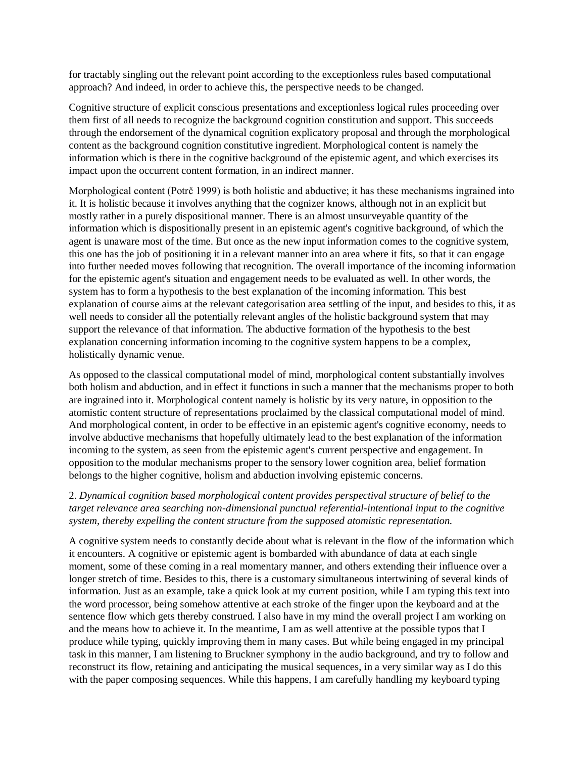for tractably singling out the relevant point according to the exceptionless rules based computational approach? And indeed, in order to achieve this, the perspective needs to be changed.

Cognitive structure of explicit conscious presentations and exceptionless logical rules proceeding over them first of all needs to recognize the background cognition constitution and support. This succeeds through the endorsement of the dynamical cognition explicatory proposal and through the morphological content as the background cognition constitutive ingredient. Morphological content is namely the information which is there in the cognitive background of the epistemic agent, and which exercises its impact upon the occurrent content formation, in an indirect manner.

Morphological content (Potrč 1999) is both holistic and abductive; it has these mechanisms ingrained into it. It is holistic because it involves anything that the cognizer knows, although not in an explicit but mostly rather in a purely dispositional manner. There is an almost unsurveyable quantity of the information which is dispositionally present in an epistemic agent's cognitive background, of which the agent is unaware most of the time. But once as the new input information comes to the cognitive system, this one has the job of positioning it in a relevant manner into an area where it fits, so that it can engage into further needed moves following that recognition. The overall importance of the incoming information for the epistemic agent's situation and engagement needs to be evaluated as well. In other words, the system has to form a hypothesis to the best explanation of the incoming information. This best explanation of course aims at the relevant categorisation area settling of the input, and besides to this, it as well needs to consider all the potentially relevant angles of the holistic background system that may support the relevance of that information. The abductive formation of the hypothesis to the best explanation concerning information incoming to the cognitive system happens to be a complex, holistically dynamic venue.

As opposed to the classical computational model of mind, morphological content substantially involves both holism and abduction, and in effect it functions in such a manner that the mechanisms proper to both are ingrained into it. Morphological content namely is holistic by its very nature, in opposition to the atomistic content structure of representations proclaimed by the classical computational model of mind. And morphological content, in order to be effective in an epistemic agent's cognitive economy, needs to involve abductive mechanisms that hopefully ultimately lead to the best explanation of the information incoming to the system, as seen from the epistemic agent's current perspective and engagement. In opposition to the modular mechanisms proper to the sensory lower cognition area, belief formation belongs to the higher cognitive, holism and abduction involving epistemic concerns.

2. *Dynamical cognition based morphological content provides perspectival structure of belief to the target relevance area searching non-dimensional punctual referential-intentional input to the cognitive system, thereby expelling the content structure from the supposed atomistic representation.*

A cognitive system needs to constantly decide about what is relevant in the flow of the information which it encounters. A cognitive or epistemic agent is bombarded with abundance of data at each single moment, some of these coming in a real momentary manner, and others extending their influence over a longer stretch of time. Besides to this, there is a customary simultaneous intertwining of several kinds of information. Just as an example, take a quick look at my current position, while I am typing this text into the word processor, being somehow attentive at each stroke of the finger upon the keyboard and at the sentence flow which gets thereby construed. I also have in my mind the overall project I am working on and the means how to achieve it. In the meantime, I am as well attentive at the possible typos that I produce while typing, quickly improving them in many cases. But while being engaged in my principal task in this manner, I am listening to Bruckner symphony in the audio background, and try to follow and reconstruct its flow, retaining and anticipating the musical sequences, in a very similar way as I do this with the paper composing sequences. While this happens, I am carefully handling my keyboard typing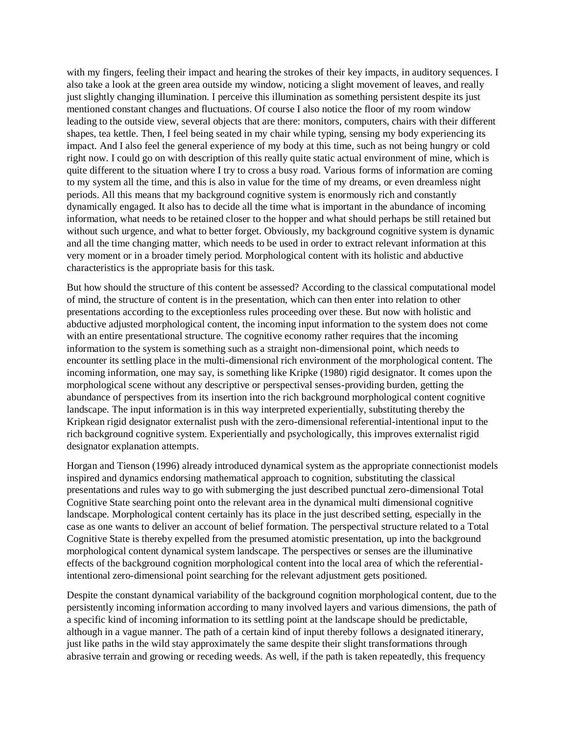with my fingers, feeling their impact and hearing the strokes of their key impacts, in auditory sequences. I also take a look at the green area outside my window, noticing a slight movement of leaves, and really just slightly changing illumination. I perceive this illumination as something persistent despite its just mentioned constant changes and fluctuations. Of course I also notice the floor of my room window leading to the outside view, several objects that are there: monitors, computers, chairs with their different shapes, tea kettle. Then, I feel being seated in my chair while typing, sensing my body experiencing its impact. And I also feel the general experience of my body at this time, such as not being hungry or cold right now. I could go on with description of this really quite static actual environment of mine, which is quite different to the situation where I try to cross a busy road. Various forms of information are coming to my system all the time, and this is also in value for the time of my dreams, or even dreamless night periods. All this means that my background cognitive system is enormously rich and constantly dynamically engaged. It also has to decide all the time what is important in the abundance of incoming information, what needs to be retained closer to the hopper and what should perhaps be still retained but without such urgence, and what to better forget. Obviously, my background cognitive system is dynamic and all the time changing matter, which needs to be used in order to extract relevant information at this very moment or in a broader timely period. Morphological content with its holistic and abductive characteristics is the appropriate basis for this task.

But how should the structure of this content be assessed? According to the classical computational model of mind, the structure of content is in the presentation, which can then enter into relation to other presentations according to the exceptionless rules proceeding over these. But now with holistic and abductive adjusted morphological content, the incoming input information to the system does not come with an entire presentational structure. The cognitive economy rather requires that the incoming information to the system is something such as a straight non-dimensional point, which needs to encounter its settling place in the multi-dimensional rich environment of the morphological content. The incoming information, one may say, is something like Kripke (1980) rigid designator. It comes upon the morphological scene without any descriptive or perspectival senses-providing burden, getting the abundance of perspectives from its insertion into the rich background morphological content cognitive landscape. The input information is in this way interpreted experientially, substituting thereby the Kripkean rigid designator externalist push with the zero-dimensional referential-intentional input to the rich background cognitive system. Experientially and psychologically, this improves externalist rigid designator explanation attempts.

Horgan and Tienson (1996) already introduced dynamical system as the appropriate connectionist models inspired and dynamics endorsing mathematical approach to cognition, substituting the classical presentations and rules way to go with submerging the just described punctual zero-dimensional Total Cognitive State searching point onto the relevant area in the dynamical multi dimensional cognitive landscape. Morphological content certainly has its place in the just described setting, especially in the case as one wants to deliver an account of belief formation. The perspectival structure related to a Total Cognitive State is thereby expelled from the presumed atomistic presentation, up into the background morphological content dynamical system landscape. The perspectives or senses are the illuminative effects of the background cognition morphological content into the local area of which the referential-intentional zero-dimensional point searching for the relevant adjustment gets positioned.

Despite the constant dynamical variability of the background cognition morphological content, due to the persistently incoming information according to many involved layers and various dimensions, the path of a specific kind of incoming information to its settling point at the landscape should be predictable, although in a vague manner. The path of a certain kind of input thereby follows a designated itinerary, just like paths in the wild stay approximately the same despite their slight transformations through abrasive terrain and growing or receding weeds. As well, if the path is taken repeatedly, this frequency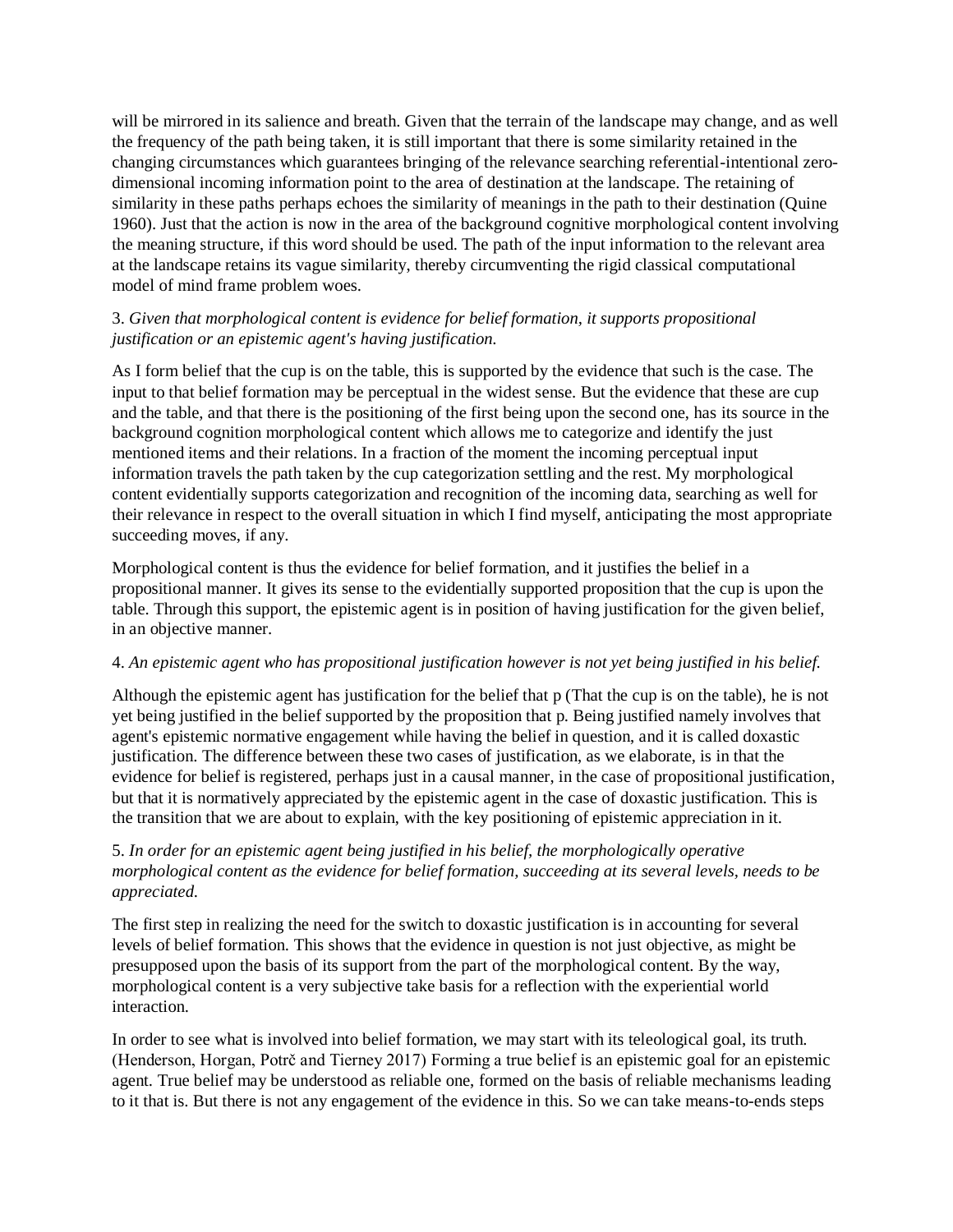will be mirrored in its salience and breath. Given that the terrain of the landscape may change, and as well the frequency of the path being taken, it is still important that there is some similarity retained in the changing circumstances which guarantees bringing of the relevance searching referential-intentional zero-dimensional incoming information point to the area of destination at the landscape. The retaining of similarity in these paths perhaps echoes the similarity of meanings in the path to their destination (Quine 1960). Just that the action is now in the area of the background cognitive morphological content involving the meaning structure, if this word should be used. The path of the input information to the relevant area at the landscape retains its vague similarity, thereby circumventing the rigid classical computational model of mind frame problem woes.

3. *Given that morphological content is evidence for belief formation, it supports propositional justification or an epistemic agent's having justification.*

As I form belief that the cup is on the table, this is supported by the evidence that such is the case. The input to that belief formation may be perceptual in the widest sense. But the evidence that these are cup and the table, and that there is the positioning of the first being upon the second one, has its source in the background cognition morphological content which allows me to categorize and identify the just mentioned items and their relations. In a fraction of the moment the incoming perceptual input information travels the path taken by the cup categorization settling and the rest. My morphological content evidentially supports categorization and recognition of the incoming data, searching as well for their relevance in respect to the overall situation in which I find myself, anticipating the most appropriate succeeding moves, if any.

Morphological content is thus the evidence for belief formation, and it justifies the belief in a propositional manner. It gives its sense to the evidentially supported proposition that the cup is upon the table. Through this support, the epistemic agent is in position of having justification for the given belief, in an objective manner.

4. *An epistemic agent who has propositional justification however is not yet being justified in his belief.*

Although the epistemic agent has justification for the belief that p (That the cup is on the table), he is not yet being justified in the belief supported by the proposition that p. Being justified namely involves that agent's epistemic normative engagement while having the belief in question, and it is called doxastic justification. The difference between these two cases of justification, as we elaborate, is in that the evidence for belief is registered, perhaps just in a causal manner, in the case of propositional justification, but that it is normatively appreciated by the epistemic agent in the case of doxastic justification. This is the transition that we are about to explain, with the key positioning of epistemic appreciation in it.

5. *In order for an epistemic agent being justified in his belief, the morphologically operative morphological content as the evidence for belief formation, succeeding at its several levels, needs to be appreciated.*

The first step in realizing the need for the switch to doxastic justification is in accounting for several levels of belief formation. This shows that the evidence in question is not just objective, as might be presupposed upon the basis of its support from the part of the morphological content. By the way, morphological content is a very subjective take basis for a reflection with the experiential world interaction.

In order to see what is involved into belief formation, we may start with its teleological goal, its truth. (Henderson, Horgan, Potrč and Tierney 2017) Forming a true belief is an epistemic goal for an epistemic agent. True belief may be understood as reliable one, formed on the basis of reliable mechanisms leading to it that is. But there is not any engagement of the evidence in this. So we can take means-to-ends steps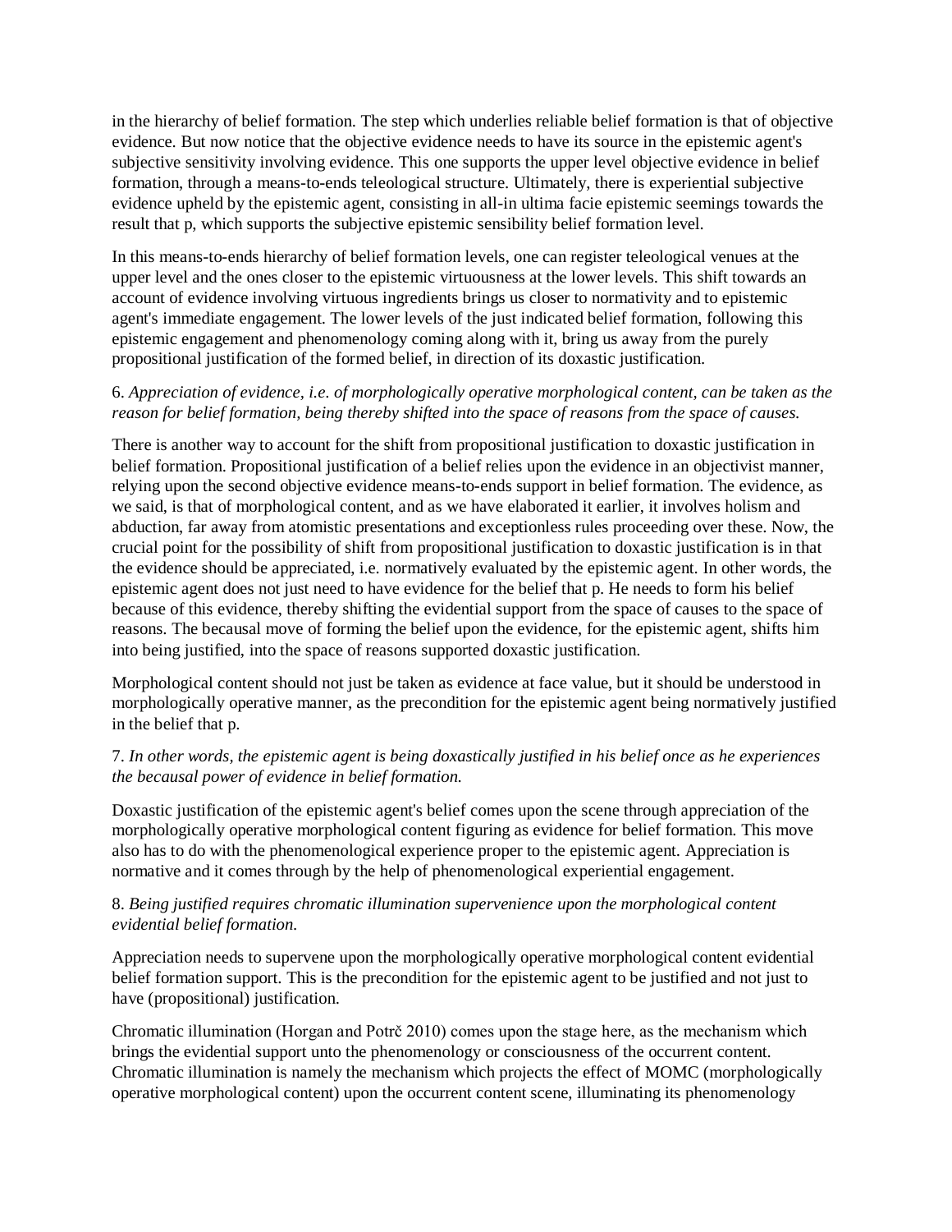in the hierarchy of belief formation. The step which underlies reliable belief formation is that of objective evidence. But now notice that the objective evidence needs to have its source in the epistemic agent's subjective sensitivity involving evidence. This one supports the upper level objective evidence in belief formation, through a means-to-ends teleological structure. Ultimately, there is experiential subjective evidence upheld by the epistemic agent, consisting in all-in ultima facie epistemic seemings towards the result that p, which supports the subjective epistemic sensibility belief formation level.

In this means-to-ends hierarchy of belief formation levels, one can register teleological venues at the upper level and the ones closer to the epistemic virtuousness at the lower levels. This shift towards an account of evidence involving virtuous ingredients brings us closer to normativity and to epistemic agent's immediate engagement. The lower levels of the just indicated belief formation, following this epistemic engagement and phenomenology coming along with it, bring us away from the purely propositional justification of the formed belief, in direction of its doxastic justification.

6. *Appreciation of evidence, i.e. of morphologically operative morphological content, can be taken as the reason for belief formation, being thereby shifted into the space of reasons from the space of causes.*

There is another way to account for the shift from propositional justification to doxastic justification in belief formation. Propositional justification of a belief relies upon the evidence in an objectivist manner, relying upon the second objective evidence means-to-ends support in belief formation. The evidence, as we said, is that of morphological content, and as we have elaborated it earlier, it involves holism and abduction, far away from atomistic presentations and exceptionless rules proceeding over these. Now, the crucial point for the possibility of shift from propositional justification to doxastic justification is in that the evidence should be appreciated, i.e. normatively evaluated by the epistemic agent. In other words, the epistemic agent does not just need to have evidence for the belief that p. He needs to form his belief because of this evidence, thereby shifting the evidential support from the space of causes to the space of reasons. The becausal move of forming the belief upon the evidence, for the epistemic agent, shifts him into being justified, into the space of reasons supported doxastic justification.

Morphological content should not just be taken as evidence at face value, but it should be understood in morphologically operative manner, as the precondition for the epistemic agent being normatively justified in the belief that p.

7. *In other words, the epistemic agent is being doxastically justified in his belief once as he experiences the becausal power of evidence in belief formation.*

Doxastic justification of the epistemic agent's belief comes upon the scene through appreciation of the morphologically operative morphological content figuring as evidence for belief formation. This move also has to do with the phenomenological experience proper to the epistemic agent. Appreciation is normative and it comes through by the help of phenomenological experiential engagement.

8. *Being justified requires chromatic illumination supervenience upon the morphological content evidential belief formation.*

Appreciation needs to supervene upon the morphologically operative morphological content evidential belief formation support. This is the precondition for the epistemic agent to be justified and not just to have (propositional) justification.

Chromatic illumination (Horgan and Potrč 2010) comes upon the stage here, as the mechanism which brings the evidential support unto the phenomenology or consciousness of the occurrent content. Chromatic illumination is namely the mechanism which projects the effect of MOMC (morphologically operative morphological content) upon the occurrent content scene, illuminating its phenomenology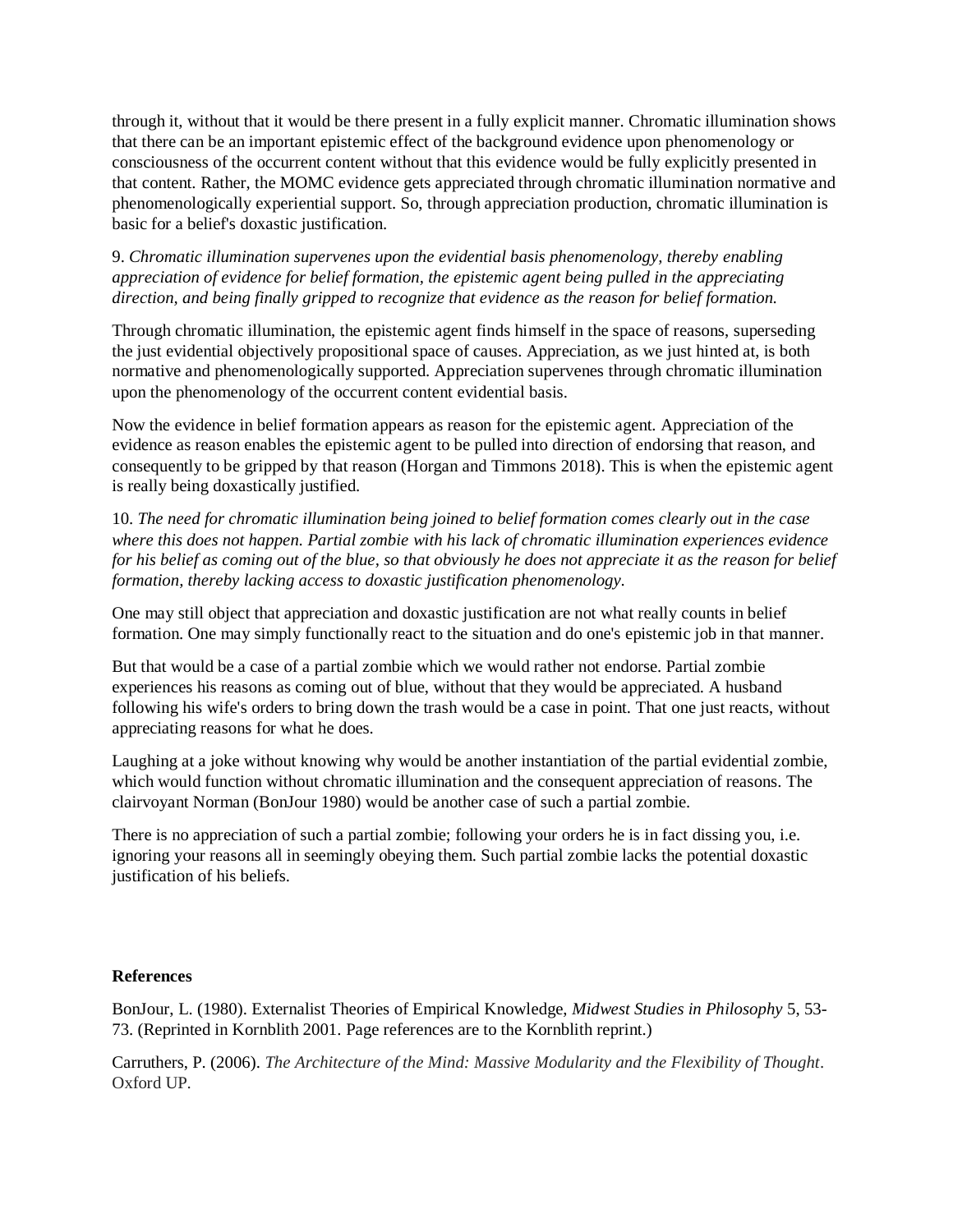through it, without that it would be there present in a fully explicit manner. Chromatic illumination shows that there can be an important epistemic effect of the background evidence upon phenomenology or consciousness of the occurrent content without that this evidence would be fully explicitly presented in that content. Rather, the MOMC evidence gets appreciated through chromatic illumination normative and phenomenologically experiential support. So, through appreciation production, chromatic illumination is basic for a belief's doxastic justification.

9. *Chromatic illumination supervenes upon the evidential basis phenomenology, thereby enabling appreciation of evidence for belief formation, the epistemic agent being pulled in the appreciating direction, and being finally gripped to recognize that evidence as the reason for belief formation.*

Through chromatic illumination, the epistemic agent finds himself in the space of reasons, superseding the just evidential objectively propositional space of causes. Appreciation, as we just hinted at, is both normative and phenomenologically supported. Appreciation supervenes through chromatic illumination upon the phenomenology of the occurrent content evidential basis.

Now the evidence in belief formation appears as reason for the epistemic agent. Appreciation of the evidence as reason enables the epistemic agent to be pulled into direction of endorsing that reason, and consequently to be gripped by that reason (Horgan and Timmons 2018). This is when the epistemic agent is really being doxastically justified.

10. *The need for chromatic illumination being joined to belief formation comes clearly out in the case where this does not happen. Partial zombie with his lack of chromatic illumination experiences evidence for his belief as coming out of the blue, so that obviously he does not appreciate it as the reason for belief formation, thereby lacking access to doxastic justification phenomenology.*

One may still object that appreciation and doxastic justification are not what really counts in belief formation. One may simply functionally react to the situation and do one's epistemic job in that manner.

But that would be a case of a partial zombie which we would rather not endorse. Partial zombie experiences his reasons as coming out of blue, without that they would be appreciated. A husband following his wife's orders to bring down the trash would be a case in point. That one just reacts, without appreciating reasons for what he does.

Laughing at a joke without knowing why would be another instantiation of the partial evidential zombie, which would function without chromatic illumination and the consequent appreciation of reasons. The clairvoyant Norman (BonJour 1980) would be another case of such a partial zombie.

There is no appreciation of such a partial zombie; following your orders he is in fact dissing you, i.e. ignoring your reasons all in seemingly obeying them. Such partial zombie lacks the potential doxastic justification of his beliefs.

**References**

BonJour, L. (1980). Externalist Theories of Empirical Knowledge, *Midwest Studies in Philosophy* 5, 53-73. (Reprinted in Kornblith 2001. Page references are to the Kornblith reprint.)

Carruthers, P. (2006). *The Architecture of the Mind: Massive Modularity and the Flexibility of Thought*. Oxford UP.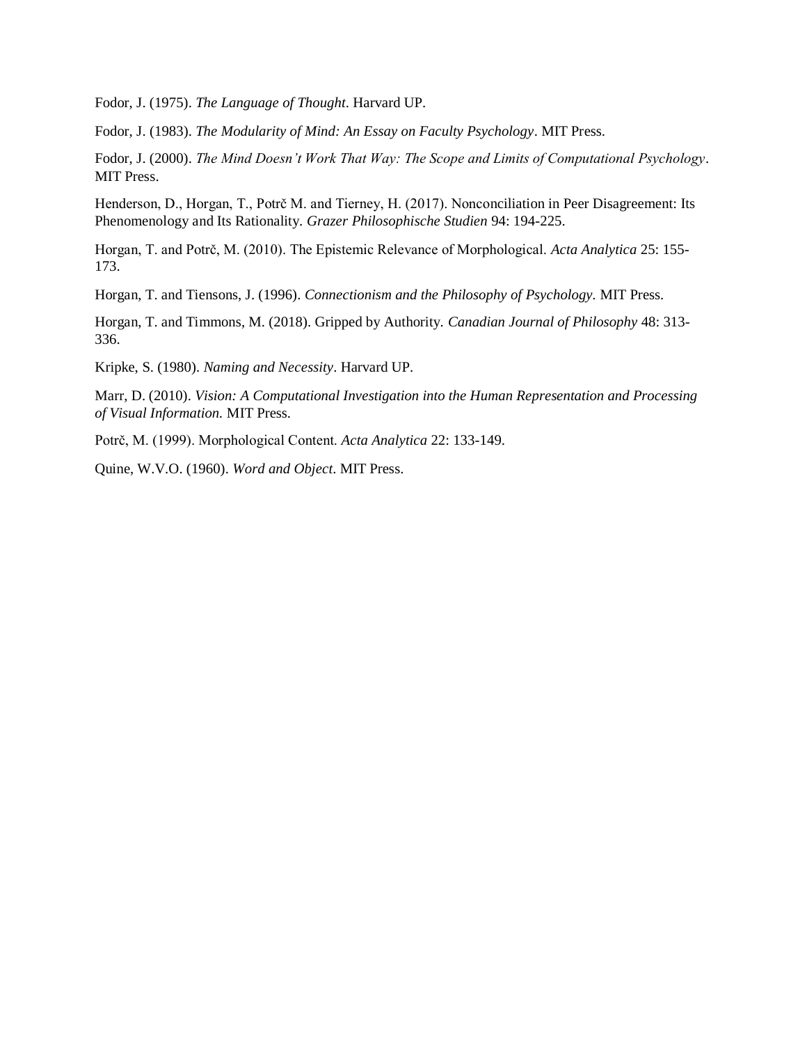Fodor, J. (1975). *The Language of Thought*. Harvard UP.

Fodor, J. (1983). *The Modularity of Mind: An Essay on Faculty Psychology*. MIT Press.

Fodor, J. (2000). *The Mind Doesn't Work That Way: The Scope and Limits of Computational Psychology*. MIT Press.

Henderson, D., Horgan, T., Potrč M. and Tierney, H. (2017). Nonconciliation in Peer Disagreement: Its Phenomenology and Its Rationality. *Grazer Philosophische Studien* 94: 194-225.

Horgan, T. and Potrč, M. (2010). The Epistemic Relevance of Morphological. *Acta Analytica* 25: 155-173.

Horgan, T. and Tiensons, J. (1996). *Connectionism and the Philosophy of Psychology*. MIT Press.

Horgan, T. and Timmons, M. (2018). Gripped by Authority. *Canadian Journal of Philosophy* 48: 313-336.

Kripke, S. (1980). *Naming and Necessity*. Harvard UP.

Marr, D. (2010). *Vision: A Computational Investigation into the Human Representation and Processing of Visual Information.* MIT Press.

Potrč, M. (1999). Morphological Content. *Acta Analytica* 22: 133-149.

Quine, W.V.O. (1960). *Word and Object*. MIT Press.